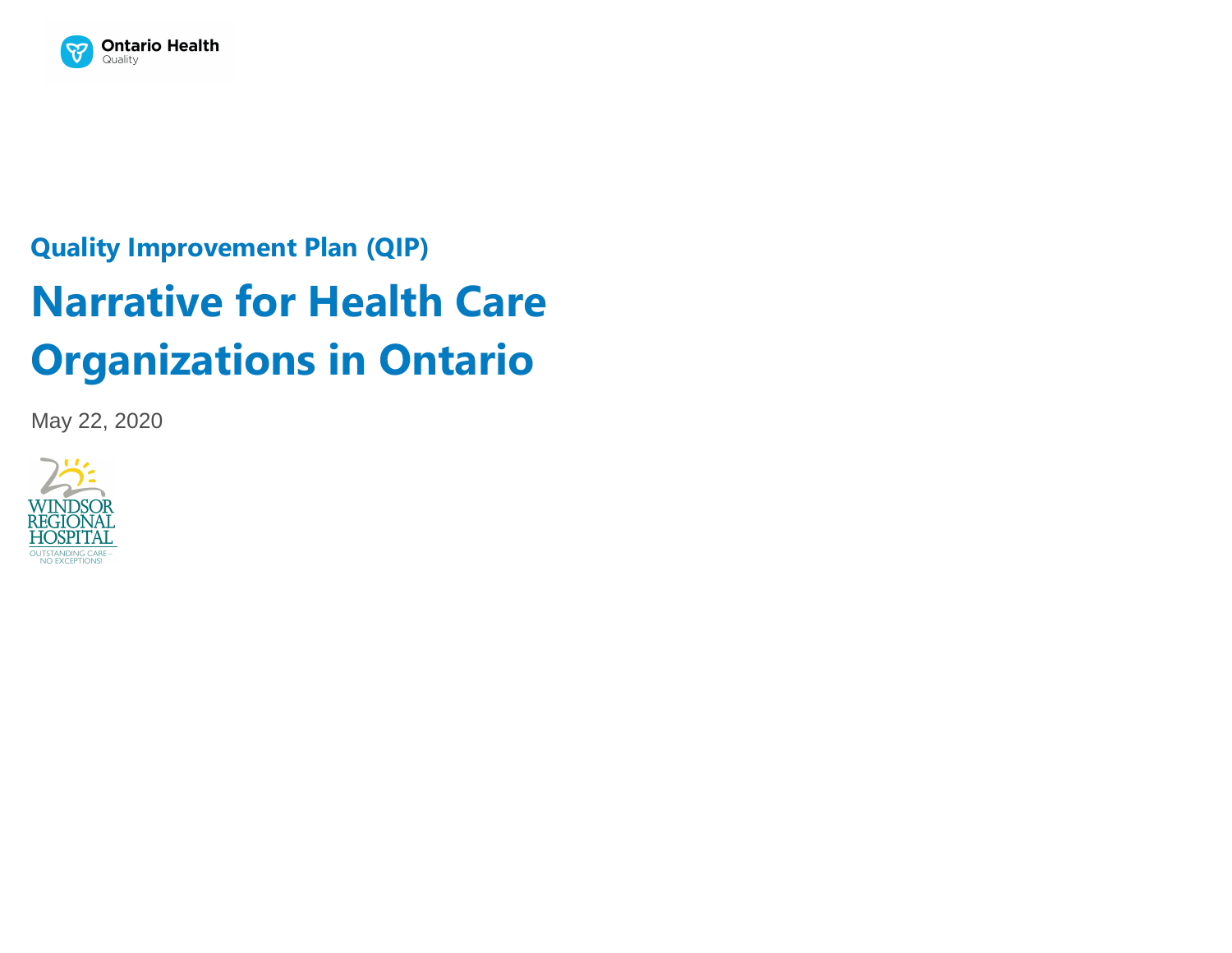Ontario Health
Quality

## Quality Improvement Plan (QIP)

# Narrative for Health Care Organizations in Ontario

May 22, 2020

WINDSOR REGIONAL HOSPITAL
OUTSTANDING CARE – NO EXCEPTIONS!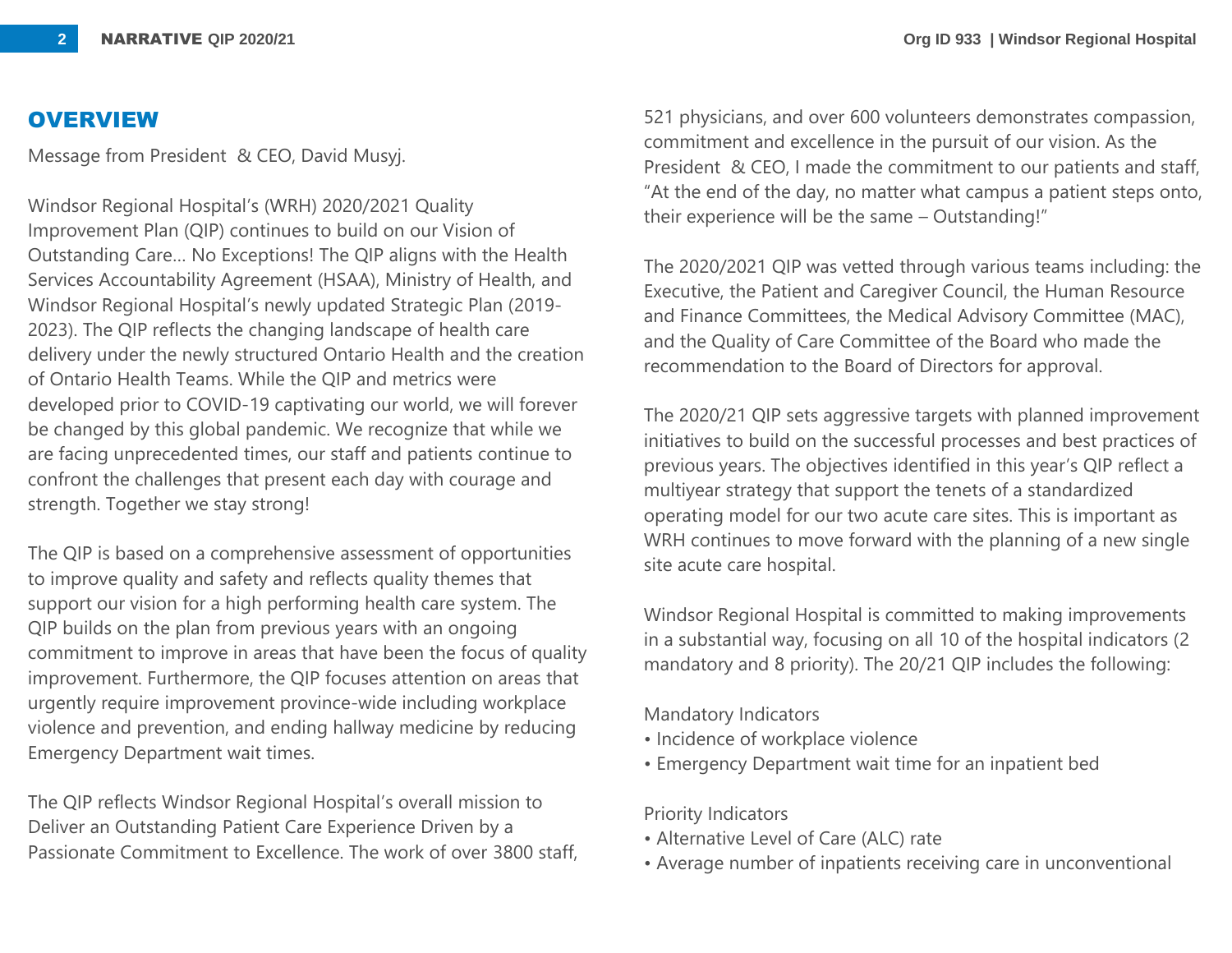## OVERVIEW

Message from President & CEO, David Musyj.

Windsor Regional Hospital's (WRH) 2020/2021 Quality Improvement Plan (QIP) continues to build on our Vision of Outstanding Care… No Exceptions! The QIP aligns with the Health Services Accountability Agreement (HSAA), Ministry of Health, and Windsor Regional Hospital's newly updated Strategic Plan (2019-2023). The QIP reflects the changing landscape of health care delivery under the newly structured Ontario Health and the creation of Ontario Health Teams. While the QIP and metrics were developed prior to COVID-19 captivating our world, we will forever be changed by this global pandemic. We recognize that while we are facing unprecedented times, our staff and patients continue to confront the challenges that present each day with courage and strength. Together we stay strong!

The QIP is based on a comprehensive assessment of opportunities to improve quality and safety and reflects quality themes that support our vision for a high performing health care system. The QIP builds on the plan from previous years with an ongoing commitment to improve in areas that have been the focus of quality improvement. Furthermore, the QIP focuses attention on areas that urgently require improvement province-wide including workplace violence and prevention, and ending hallway medicine by reducing Emergency Department wait times.

The QIP reflects Windsor Regional Hospital's overall mission to Deliver an Outstanding Patient Care Experience Driven by a Passionate Commitment to Excellence. The work of over 3800 staff, 521 physicians, and over 600 volunteers demonstrates compassion, commitment and excellence in the pursuit of our vision. As the President & CEO, I made the commitment to our patients and staff, "At the end of the day, no matter what campus a patient steps onto, their experience will be the same – Outstanding!"

The 2020/2021 QIP was vetted through various teams including: the Executive, the Patient and Caregiver Council, the Human Resource and Finance Committees, the Medical Advisory Committee (MAC), and the Quality of Care Committee of the Board who made the recommendation to the Board of Directors for approval.

The 2020/21 QIP sets aggressive targets with planned improvement initiatives to build on the successful processes and best practices of previous years. The objectives identified in this year's QIP reflect a multiyear strategy that support the tenets of a standardized operating model for our two acute care sites. This is important as WRH continues to move forward with the planning of a new single site acute care hospital.

Windsor Regional Hospital is committed to making improvements in a substantial way, focusing on all 10 of the hospital indicators (2 mandatory and 8 priority). The 20/21 QIP includes the following:

Mandatory Indicators
- Incidence of workplace violence
- Emergency Department wait time for an inpatient bed

Priority Indicators
- Alternative Level of Care (ALC) rate
- Average number of inpatients receiving care in unconventional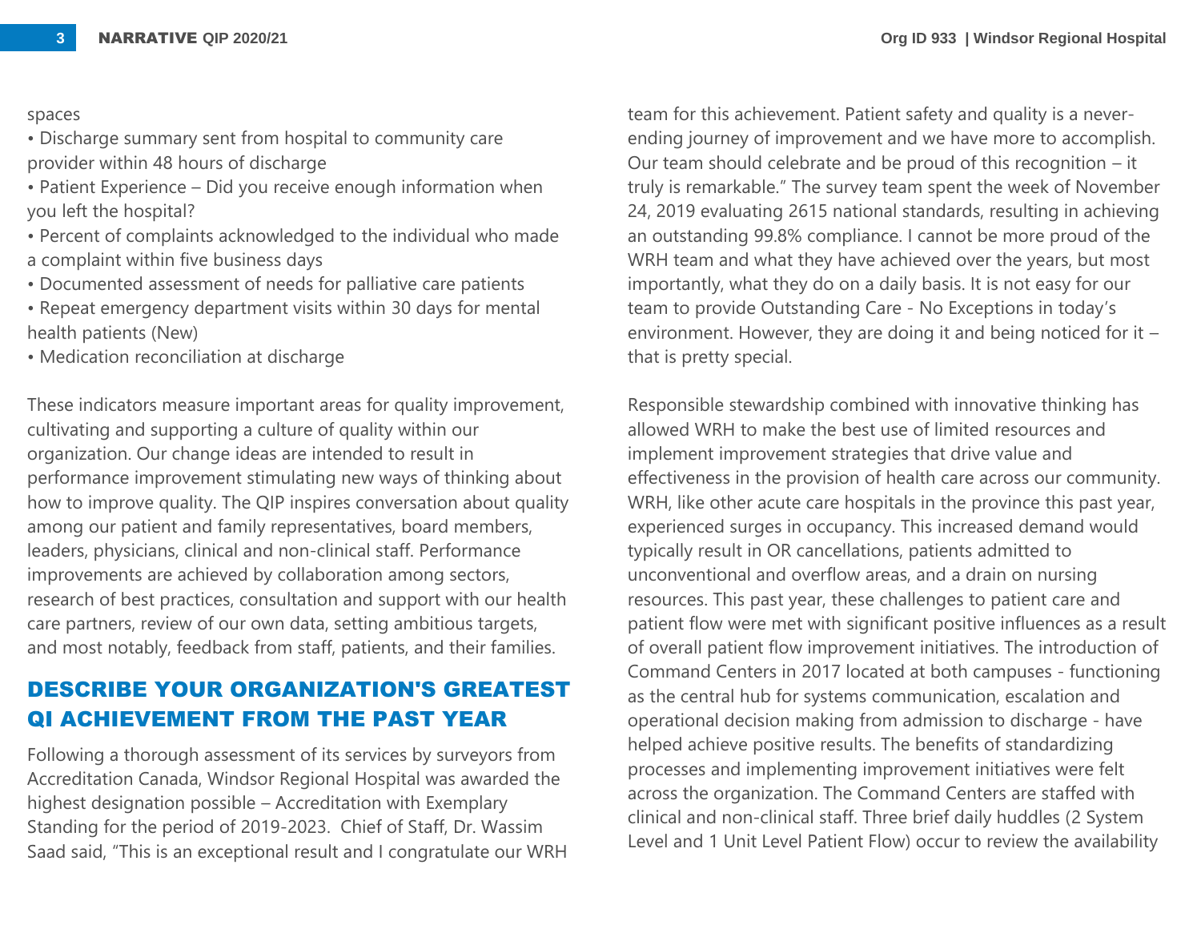spaces

• Discharge summary sent from hospital to community care provider within 48 hours of discharge
• Patient Experience – Did you receive enough information when you left the hospital?
• Percent of complaints acknowledged to the individual who made a complaint within five business days
• Documented assessment of needs for palliative care patients
• Repeat emergency department visits within 30 days for mental health patients (New)
• Medication reconciliation at discharge

These indicators measure important areas for quality improvement, cultivating and supporting a culture of quality within our organization. Our change ideas are intended to result in performance improvement stimulating new ways of thinking about how to improve quality. The QIP inspires conversation about quality among our patient and family representatives, board members, leaders, physicians, clinical and non-clinical staff. Performance improvements are achieved by collaboration among sectors, research of best practices, consultation and support with our health care partners, review of our own data, setting ambitious targets, and most notably, feedback from staff, patients, and their families.

## DESCRIBE YOUR ORGANIZATION'S GREATEST QI ACHIEVEMENT FROM THE PAST YEAR

Following a thorough assessment of its services by surveyors from Accreditation Canada, Windsor Regional Hospital was awarded the highest designation possible – Accreditation with Exemplary Standing for the period of 2019-2023. Chief of Staff, Dr. Wassim Saad said, "This is an exceptional result and I congratulate our WRH team for this achievement. Patient safety and quality is a never-ending journey of improvement and we have more to accomplish. Our team should celebrate and be proud of this recognition – it truly is remarkable." The survey team spent the week of November 24, 2019 evaluating 2615 national standards, resulting in achieving an outstanding 99.8% compliance. I cannot be more proud of the WRH team and what they have achieved over the years, but most importantly, what they do on a daily basis. It is not easy for our team to provide Outstanding Care - No Exceptions in today's environment. However, they are doing it and being noticed for it – that is pretty special.

Responsible stewardship combined with innovative thinking has allowed WRH to make the best use of limited resources and implement improvement strategies that drive value and effectiveness in the provision of health care across our community. WRH, like other acute care hospitals in the province this past year, experienced surges in occupancy. This increased demand would typically result in OR cancellations, patients admitted to unconventional and overflow areas, and a drain on nursing resources. This past year, these challenges to patient care and patient flow were met with significant positive influences as a result of overall patient flow improvement initiatives. The introduction of Command Centers in 2017 located at both campuses - functioning as the central hub for systems communication, escalation and operational decision making from admission to discharge - have helped achieve positive results. The benefits of standardizing processes and implementing improvement initiatives were felt across the organization. The Command Centers are staffed with clinical and non-clinical staff. Three brief daily huddles (2 System Level and 1 Unit Level Patient Flow) occur to review the availability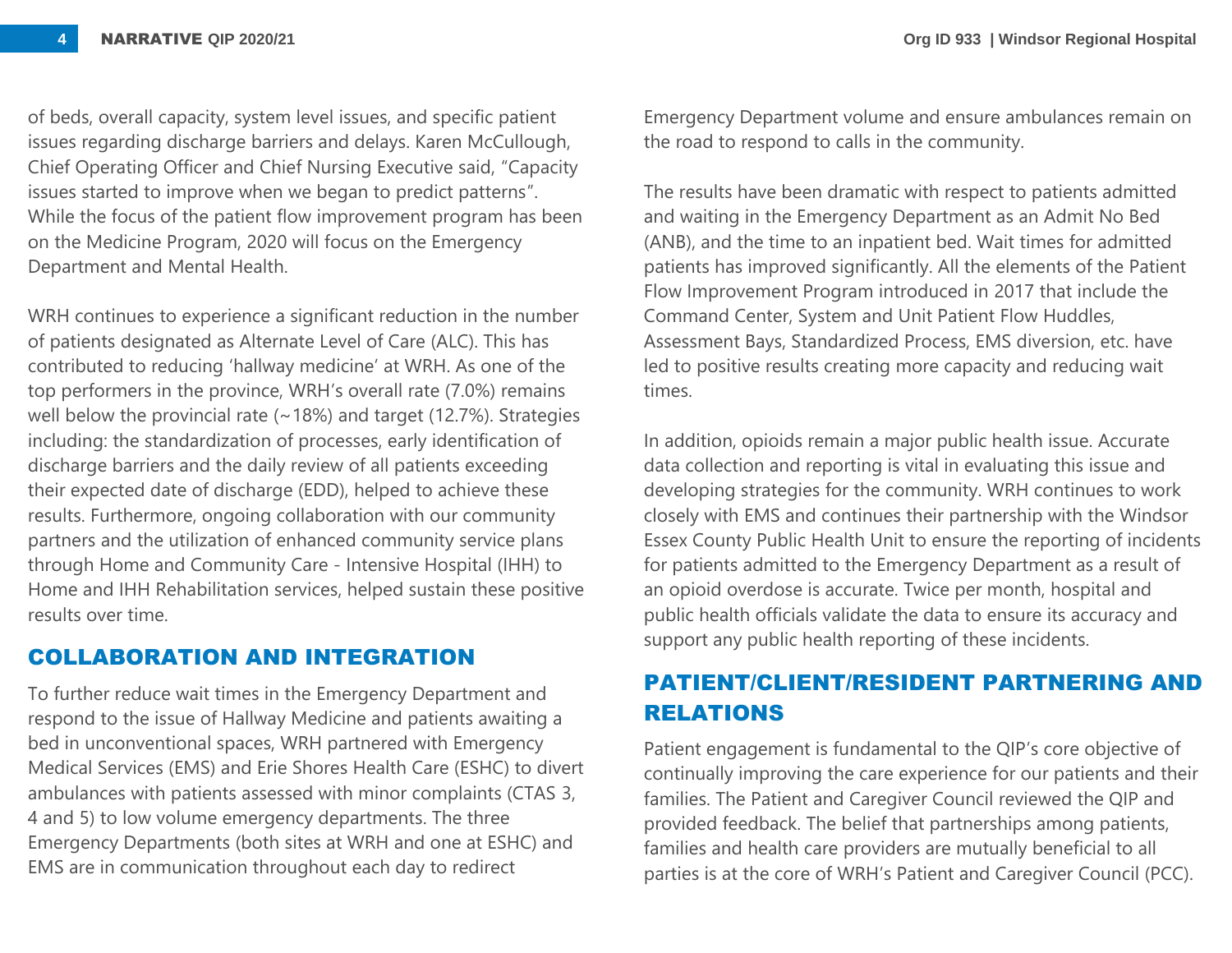of beds, overall capacity, system level issues, and specific patient issues regarding discharge barriers and delays. Karen McCullough, Chief Operating Officer and Chief Nursing Executive said, "Capacity issues started to improve when we began to predict patterns". While the focus of the patient flow improvement program has been on the Medicine Program, 2020 will focus on the Emergency Department and Mental Health.

WRH continues to experience a significant reduction in the number of patients designated as Alternate Level of Care (ALC). This has contributed to reducing 'hallway medicine' at WRH. As one of the top performers in the province, WRH's overall rate (7.0%) remains well below the provincial rate (~18%) and target (12.7%). Strategies including: the standardization of processes, early identification of discharge barriers and the daily review of all patients exceeding their expected date of discharge (EDD), helped to achieve these results. Furthermore, ongoing collaboration with our community partners and the utilization of enhanced community service plans through Home and Community Care - Intensive Hospital (IHH) to Home and IHH Rehabilitation services, helped sustain these positive results over time.

## COLLABORATION AND INTEGRATION

To further reduce wait times in the Emergency Department and respond to the issue of Hallway Medicine and patients awaiting a bed in unconventional spaces, WRH partnered with Emergency Medical Services (EMS) and Erie Shores Health Care (ESHC) to divert ambulances with patients assessed with minor complaints (CTAS 3, 4 and 5) to low volume emergency departments. The three Emergency Departments (both sites at WRH and one at ESHC) and EMS are in communication throughout each day to redirect Emergency Department volume and ensure ambulances remain on the road to respond to calls in the community.

The results have been dramatic with respect to patients admitted and waiting in the Emergency Department as an Admit No Bed (ANB), and the time to an inpatient bed. Wait times for admitted patients has improved significantly. All the elements of the Patient Flow Improvement Program introduced in 2017 that include the Command Center, System and Unit Patient Flow Huddles, Assessment Bays, Standardized Process, EMS diversion, etc. have led to positive results creating more capacity and reducing wait times.

In addition, opioids remain a major public health issue. Accurate data collection and reporting is vital in evaluating this issue and developing strategies for the community. WRH continues to work closely with EMS and continues their partnership with the Windsor Essex County Public Health Unit to ensure the reporting of incidents for patients admitted to the Emergency Department as a result of an opioid overdose is accurate. Twice per month, hospital and public health officials validate the data to ensure its accuracy and support any public health reporting of these incidents.

## PATIENT/CLIENT/RESIDENT PARTNERING AND RELATIONS

Patient engagement is fundamental to the QIP's core objective of continually improving the care experience for our patients and their families. The Patient and Caregiver Council reviewed the QIP and provided feedback. The belief that partnerships among patients, families and health care providers are mutually beneficial to all parties is at the core of WRH's Patient and Caregiver Council (PCC).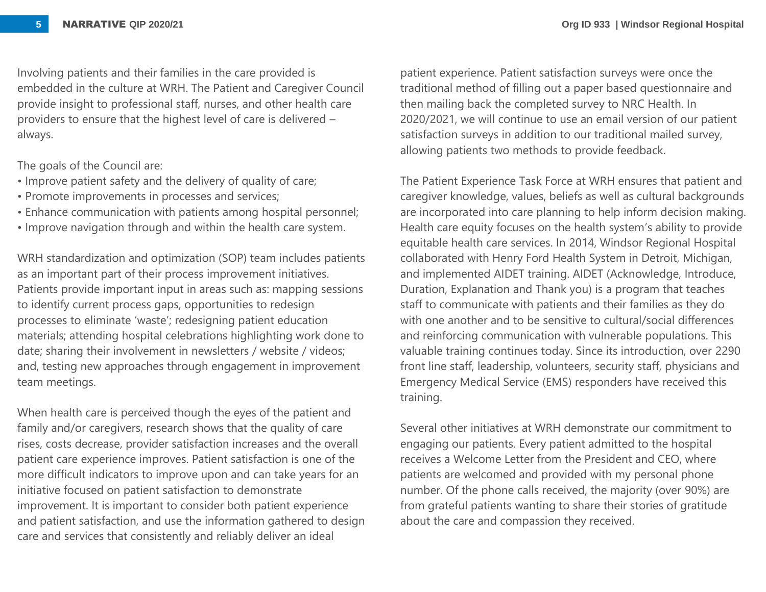Involving patients and their families in the care provided is embedded in the culture at WRH. The Patient and Caregiver Council provide insight to professional staff, nurses, and other health care providers to ensure that the highest level of care is delivered – always.

The goals of the Council are:

- Improve patient safety and the delivery of quality of care;
- Promote improvements in processes and services;
- Enhance communication with patients among hospital personnel;
- Improve navigation through and within the health care system.

WRH standardization and optimization (SOP) team includes patients as an important part of their process improvement initiatives. Patients provide important input in areas such as: mapping sessions to identify current process gaps, opportunities to redesign processes to eliminate 'waste'; redesigning patient education materials; attending hospital celebrations highlighting work done to date; sharing their involvement in newsletters / website / videos; and, testing new approaches through engagement in improvement team meetings.

When health care is perceived though the eyes of the patient and family and/or caregivers, research shows that the quality of care rises, costs decrease, provider satisfaction increases and the overall patient care experience improves. Patient satisfaction is one of the more difficult indicators to improve upon and can take years for an initiative focused on patient satisfaction to demonstrate improvement. It is important to consider both patient experience and patient satisfaction, and use the information gathered to design care and services that consistently and reliably deliver an ideal patient experience. Patient satisfaction surveys were once the traditional method of filling out a paper based questionnaire and then mailing back the completed survey to NRC Health. In 2020/2021, we will continue to use an email version of our patient satisfaction surveys in addition to our traditional mailed survey, allowing patients two methods to provide feedback.

The Patient Experience Task Force at WRH ensures that patient and caregiver knowledge, values, beliefs as well as cultural backgrounds are incorporated into care planning to help inform decision making. Health care equity focuses on the health system's ability to provide equitable health care services. In 2014, Windsor Regional Hospital collaborated with Henry Ford Health System in Detroit, Michigan, and implemented AIDET training. AIDET (Acknowledge, Introduce, Duration, Explanation and Thank you) is a program that teaches staff to communicate with patients and their families as they do with one another and to be sensitive to cultural/social differences and reinforcing communication with vulnerable populations. This valuable training continues today. Since its introduction, over 2290 front line staff, leadership, volunteers, security staff, physicians and Emergency Medical Service (EMS) responders have received this training.

Several other initiatives at WRH demonstrate our commitment to engaging our patients. Every patient admitted to the hospital receives a Welcome Letter from the President and CEO, where patients are welcomed and provided with my personal phone number. Of the phone calls received, the majority (over 90%) are from grateful patients wanting to share their stories of gratitude about the care and compassion they received.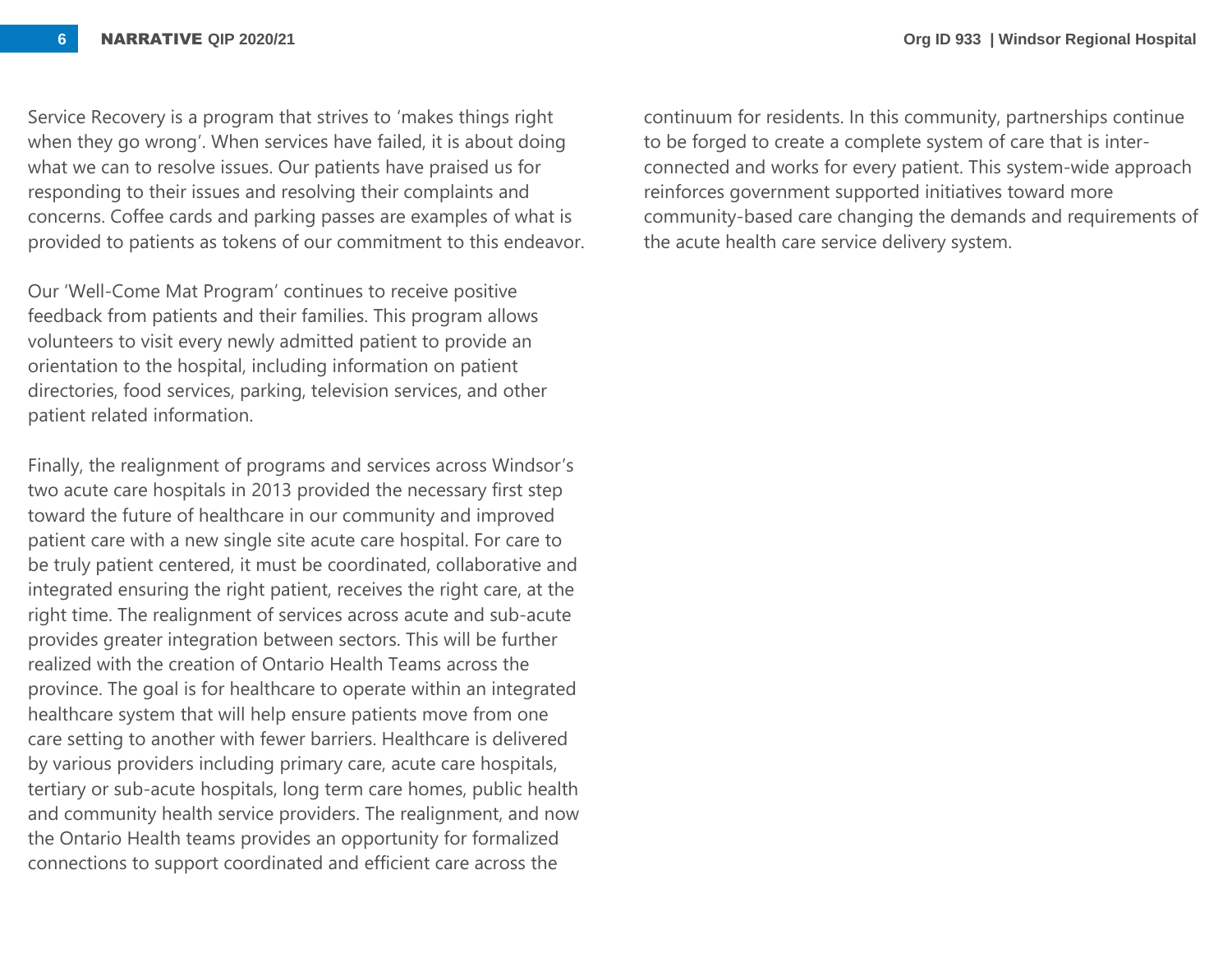Service Recovery is a program that strives to 'makes things right when they go wrong'. When services have failed, it is about doing what we can to resolve issues. Our patients have praised us for responding to their issues and resolving their complaints and concerns. Coffee cards and parking passes are examples of what is provided to patients as tokens of our commitment to this endeavor.

Our 'Well-Come Mat Program' continues to receive positive feedback from patients and their families. This program allows volunteers to visit every newly admitted patient to provide an orientation to the hospital, including information on patient directories, food services, parking, television services, and other patient related information.

Finally, the realignment of programs and services across Windsor's two acute care hospitals in 2013 provided the necessary first step toward the future of healthcare in our community and improved patient care with a new single site acute care hospital. For care to be truly patient centered, it must be coordinated, collaborative and integrated ensuring the right patient, receives the right care, at the right time. The realignment of services across acute and sub-acute provides greater integration between sectors. This will be further realized with the creation of Ontario Health Teams across the province. The goal is for healthcare to operate within an integrated healthcare system that will help ensure patients move from one care setting to another with fewer barriers. Healthcare is delivered by various providers including primary care, acute care hospitals, tertiary or sub-acute hospitals, long term care homes, public health and community health service providers. The realignment, and now the Ontario Health teams provides an opportunity for formalized connections to support coordinated and efficient care across the continuum for residents. In this community, partnerships continue to be forged to create a complete system of care that is inter-connected and works for every patient. This system-wide approach reinforces government supported initiatives toward more community-based care changing the demands and requirements of the acute health care service delivery system.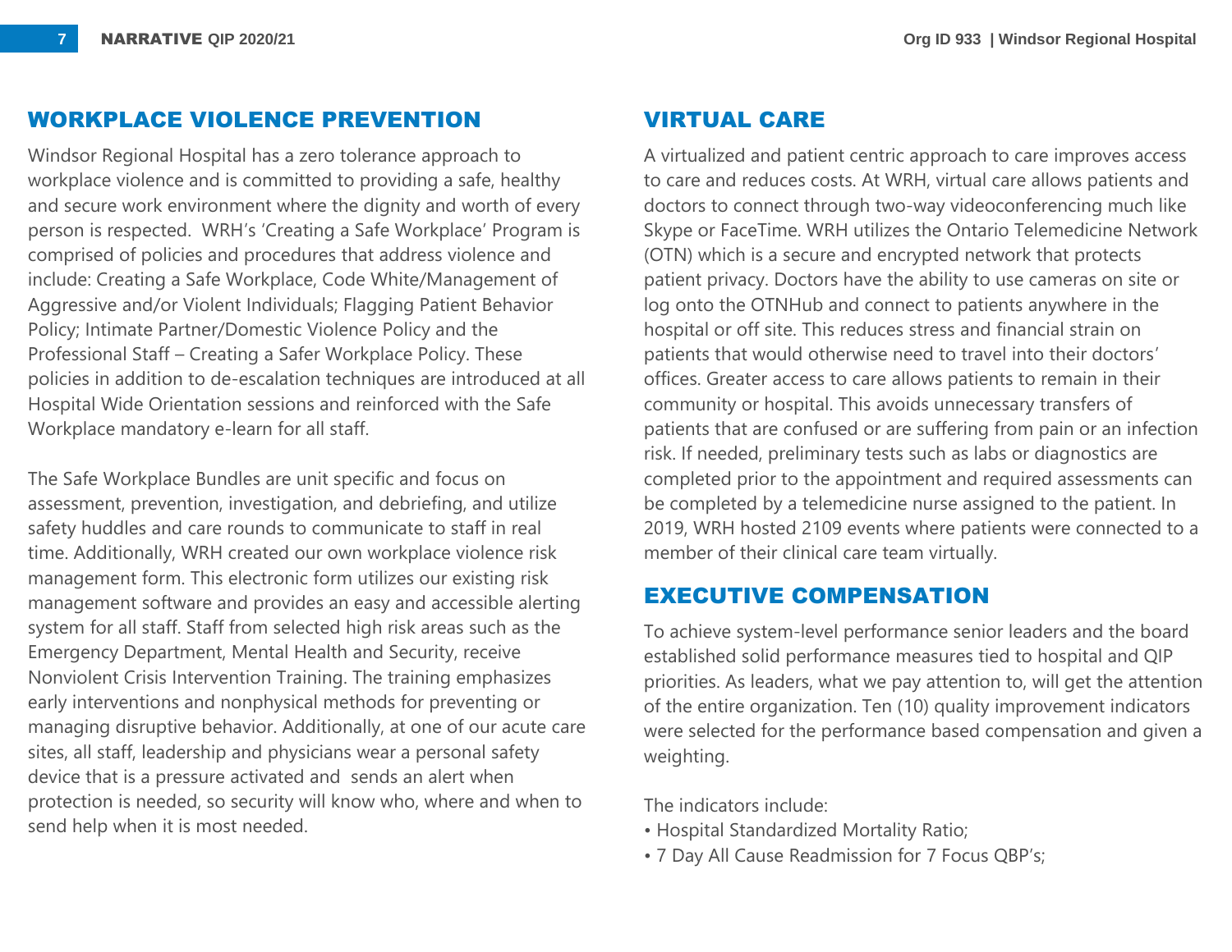## WORKPLACE VIOLENCE PREVENTION

Windsor Regional Hospital has a zero tolerance approach to workplace violence and is committed to providing a safe, healthy and secure work environment where the dignity and worth of every person is respected. WRH's 'Creating a Safe Workplace' Program is comprised of policies and procedures that address violence and include: Creating a Safe Workplace, Code White/Management of Aggressive and/or Violent Individuals; Flagging Patient Behavior Policy; Intimate Partner/Domestic Violence Policy and the Professional Staff – Creating a Safer Workplace Policy. These policies in addition to de-escalation techniques are introduced at all Hospital Wide Orientation sessions and reinforced with the Safe Workplace mandatory e-learn for all staff.

The Safe Workplace Bundles are unit specific and focus on assessment, prevention, investigation, and debriefing, and utilize safety huddles and care rounds to communicate to staff in real time. Additionally, WRH created our own workplace violence risk management form. This electronic form utilizes our existing risk management software and provides an easy and accessible alerting system for all staff. Staff from selected high risk areas such as the Emergency Department, Mental Health and Security, receive Nonviolent Crisis Intervention Training. The training emphasizes early interventions and nonphysical methods for preventing or managing disruptive behavior. Additionally, at one of our acute care sites, all staff, leadership and physicians wear a personal safety device that is a pressure activated and sends an alert when protection is needed, so security will know who, where and when to send help when it is most needed.

## VIRTUAL CARE

A virtualized and patient centric approach to care improves access to care and reduces costs. At WRH, virtual care allows patients and doctors to connect through two-way videoconferencing much like Skype or FaceTime. WRH utilizes the Ontario Telemedicine Network (OTN) which is a secure and encrypted network that protects patient privacy. Doctors have the ability to use cameras on site or log onto the OTNHub and connect to patients anywhere in the hospital or off site. This reduces stress and financial strain on patients that would otherwise need to travel into their doctors' offices. Greater access to care allows patients to remain in their community or hospital. This avoids unnecessary transfers of patients that are confused or are suffering from pain or an infection risk. If needed, preliminary tests such as labs or diagnostics are completed prior to the appointment and required assessments can be completed by a telemedicine nurse assigned to the patient. In 2019, WRH hosted 2109 events where patients were connected to a member of their clinical care team virtually.

## EXECUTIVE COMPENSATION

To achieve system-level performance senior leaders and the board established solid performance measures tied to hospital and QIP priorities. As leaders, what we pay attention to, will get the attention of the entire organization. Ten (10) quality improvement indicators were selected for the performance based compensation and given a weighting.

The indicators include:

- Hospital Standardized Mortality Ratio;
- 7 Day All Cause Readmission for 7 Focus QBP's;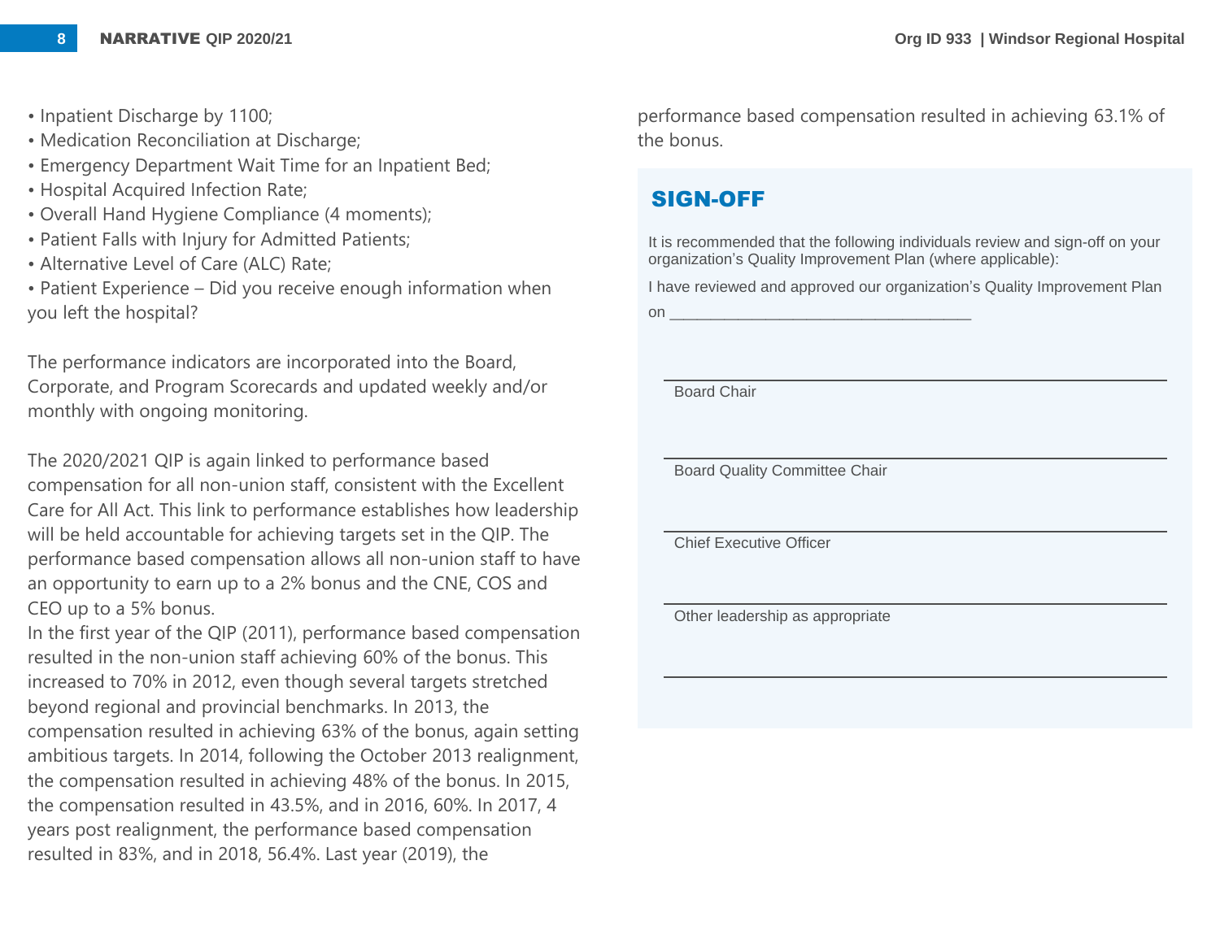- Inpatient Discharge by 1100;
- Medication Reconciliation at Discharge;
- Emergency Department Wait Time for an Inpatient Bed;
- Hospital Acquired Infection Rate;
- Overall Hand Hygiene Compliance (4 moments);
- Patient Falls with Injury for Admitted Patients;
- Alternative Level of Care (ALC) Rate;
- Patient Experience – Did you receive enough information when you left the hospital?

The performance indicators are incorporated into the Board, Corporate, and Program Scorecards and updated weekly and/or monthly with ongoing monitoring.

The 2020/2021 QIP is again linked to performance based compensation for all non-union staff, consistent with the Excellent Care for All Act. This link to performance establishes how leadership will be held accountable for achieving targets set in the QIP. The performance based compensation allows all non-union staff to have an opportunity to earn up to a 2% bonus and the CNE, COS and CEO up to a 5% bonus.
In the first year of the QIP (2011), performance based compensation resulted in the non-union staff achieving 60% of the bonus. This increased to 70% in 2012, even though several targets stretched beyond regional and provincial benchmarks. In 2013, the compensation resulted in achieving 63% of the bonus, again setting ambitious targets. In 2014, following the October 2013 realignment, the compensation resulted in achieving 48% of the bonus. In 2015, the compensation resulted in 43.5%, and in 2016, 60%. In 2017, 4 years post realignment, the performance based compensation resulted in 83%, and in 2018, 56.4%. Last year (2019), the performance based compensation resulted in achieving 63.1% of the bonus.

## SIGN-OFF

It is recommended that the following individuals review and sign-off on your organization's Quality Improvement Plan (where applicable):

I have reviewed and approved our organization's Quality Improvement Plan

on ___________________________________

_______________________________________
Board Chair

_______________________________________
Board Quality Committee Chair

_______________________________________
Chief Executive Officer

_______________________________________
Other leadership as appropriate

_______________________________________